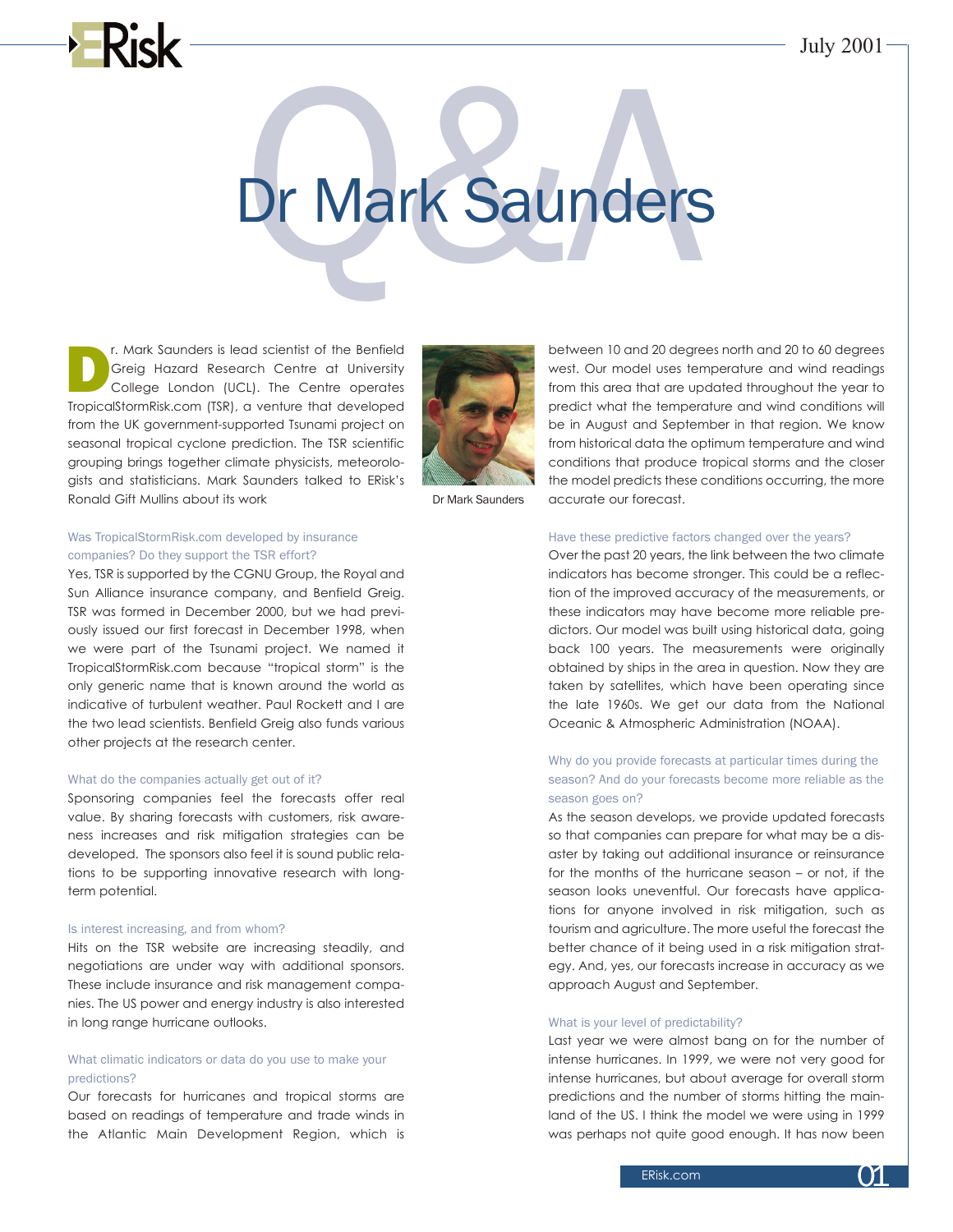# Q&A: Dr Mark Saunders

Dr. Mark Saunders is lead scientist of the Benfield Greig Hazard Research Centre at University College London (UCL). The Centre operates TropicalStormRisk.com (TSR), a venture that developed from the UK government-supported Tsunami project on seasonal tropical cyclone prediction. The TSR scientific grouping brings together climate physicists, meteorologists and statisticians. Mark Saunders talked to ERisk's Ronald Gift Mullins about its work

Dr Mark Saunders

### Was TropicalStormRisk.com developed by insurance companies? Do they support the TSR effort?

Yes, TSR is supported by the CGNU Group, the Royal and Sun Alliance insurance company, and Benfield Greig. TSR was formed in December 2000, but we had previously issued our first forecast in December 1998, when we were part of the Tsunami project. We named it TropicalStormRisk.com because "tropical storm" is the only generic name that is known around the world as indicative of turbulent weather. Paul Rockett and I are the two lead scientists. Benfield Greig also funds various other projects at the research center.

### What do the companies actually get out of it?

Sponsoring companies feel the forecasts offer real value. By sharing forecasts with customers, risk awareness increases and risk mitigation strategies can be developed. The sponsors also feel it is sound public relations to be supporting innovative research with long-term potential.

### Is interest increasing, and from whom?

Hits on the TSR website are increasing steadily, and negotiations are under way with additional sponsors. These include insurance and risk management companies. The US power and energy industry is also interested in long range hurricane outlooks.

### What climatic indicators or data do you use to make your predictions?

Our forecasts for hurricanes and tropical storms are based on readings of temperature and trade winds in the Atlantic Main Development Region, which is between 10 and 20 degrees north and 20 to 60 degrees west. Our model uses temperature and wind readings from this area that are updated throughout the year to predict what the temperature and wind conditions will be in August and September in that region. We know from historical data the optimum temperature and wind conditions that produce tropical storms and the closer the model predicts these conditions occurring, the more accurate our forecast.

### Have these predictive factors changed over the years?

Over the past 20 years, the link between the two climate indicators has become stronger. This could be a reflection of the improved accuracy of the measurements, or these indicators may have become more reliable predictors. Our model was built using historical data, going back 100 years. The measurements were originally obtained by ships in the area in question. Now they are taken by satellites, which have been operating since the late 1960s. We get our data from the National Oceanic & Atmospheric Administration (NOAA).

### Why do you provide forecasts at particular times during the season? And do your forecasts become more reliable as the season goes on?

As the season develops, we provide updated forecasts so that companies can prepare for what may be a disaster by taking out additional insurance or reinsurance for the months of the hurricane season – or not, if the season looks uneventful. Our forecasts have applications for anyone involved in risk mitigation, such as tourism and agriculture. The more useful the forecast the better chance of it being used in a risk mitigation strategy. And, yes, our forecasts increase in accuracy as we approach August and September.

### What is your level of predictability?

Last year we were almost bang on for the number of intense hurricanes. In 1999, we were not very good for intense hurricanes, but about average for overall storm predictions and the number of storms hitting the mainland of the US. I think the model we were using in 1999 was perhaps not quite good enough. It has now been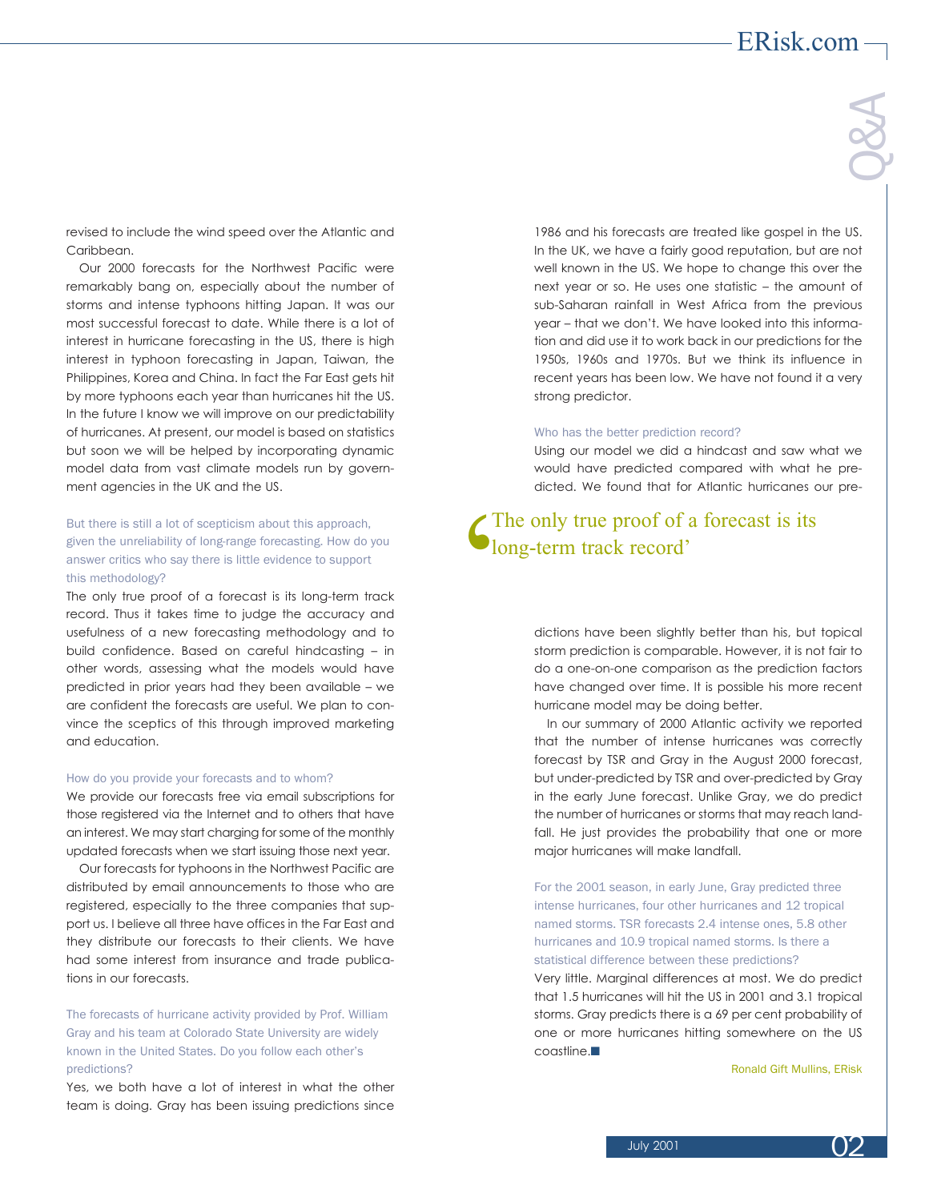revised to include the wind speed over the Atlantic and Caribbean.

Our 2000 forecasts for the Northwest Pacific were remarkably bang on, especially about the number of storms and intense typhoons hitting Japan. It was our most successful forecast to date. While there is a lot of interest in hurricane forecasting in the US, there is high interest in typhoon forecasting in Japan, Taiwan, the Philippines, Korea and China. In fact the Far East gets hit by more typhoons each year than hurricanes hit the US. In the future I know we will improve on our predictability of hurricanes. At present, our model is based on statistics but soon we will be helped by incorporating dynamic model data from vast climate models run by government agencies in the UK and the US.

**But there is still a lot of scepticism about this approach, given the unreliability of long-range forecasting. How do you answer critics who say there is little evidence to support this methodology?**

The only true proof of a forecast is its long-term track record. Thus it takes time to judge the accuracy and usefulness of a new forecasting methodology and to build confidence. Based on careful hindcasting – in other words, assessing what the models would have predicted in prior years had they been available – we are confident the forecasts are useful. We plan to convince the sceptics of this through improved marketing and education.

**How do you provide your forecasts and to whom?**

We provide our forecasts free via email subscriptions for those registered via the Internet and to others that have an interest. We may start charging for some of the monthly updated forecasts when we start issuing those next year.

Our forecasts for typhoons in the Northwest Pacific are distributed by email announcements to those who are registered, especially to the three companies that support us. I believe all three have offices in the Far East and they distribute our forecasts to their clients. We have had some interest from insurance and trade publications in our forecasts.

**The forecasts of hurricane activity provided by Prof. William Gray and his team at Colorado State University are widely known in the United States. Do you follow each other's predictions?**

Yes, we both have a lot of interest in what the other team is doing. Gray has been issuing predictions since 1986 and his forecasts are treated like gospel in the US. In the UK, we have a fairly good reputation, but are not well known in the US. We hope to change this over the next year or so. He uses one statistic – the amount of sub-Saharan rainfall in West Africa from the previous year – that we don't. We have looked into this information and did use it to work back in our predictions for the 1950s, 1960s and 1970s. But we think its influence in recent years has been low. We have not found it a very strong predictor.

**Who has the better prediction record?**

Using our model we did a hindcast and saw what we would have predicted compared with what he predicted. We found that for Atlantic hurricanes our predictions have been slightly better than his, but topical storm prediction is comparable. However, it is not fair to do a one-on-one comparison as the prediction factors have changed over time. It is possible his more recent hurricane model may be doing better.

> 'The only true proof of a forecast is its long-term track record'

In our summary of 2000 Atlantic activity we reported that the number of intense hurricanes was correctly forecast by TSR and Gray in the August 2000 forecast, but under-predicted by TSR and over-predicted by Gray in the early June forecast. Unlike Gray, we do predict the number of hurricanes or storms that may reach landfall. He just provides the probability that one or more major hurricanes will make landfall.

**For the 2001 season, in early June, Gray predicted three intense hurricanes, four other hurricanes and 12 tropical named storms. TSR forecasts 2.4 intense ones, 5.8 other hurricanes and 10.9 tropical named storms. Is there a statistical difference between these predictions?**

Very little. Marginal differences at most. We do predict that 1.5 hurricanes will hit the US in 2001 and 3.1 tropical storms. Gray predicts there is a 69 per cent probability of one or more hurricanes hitting somewhere on the US coastline.■

Ronald Gift Mullins, ERisk